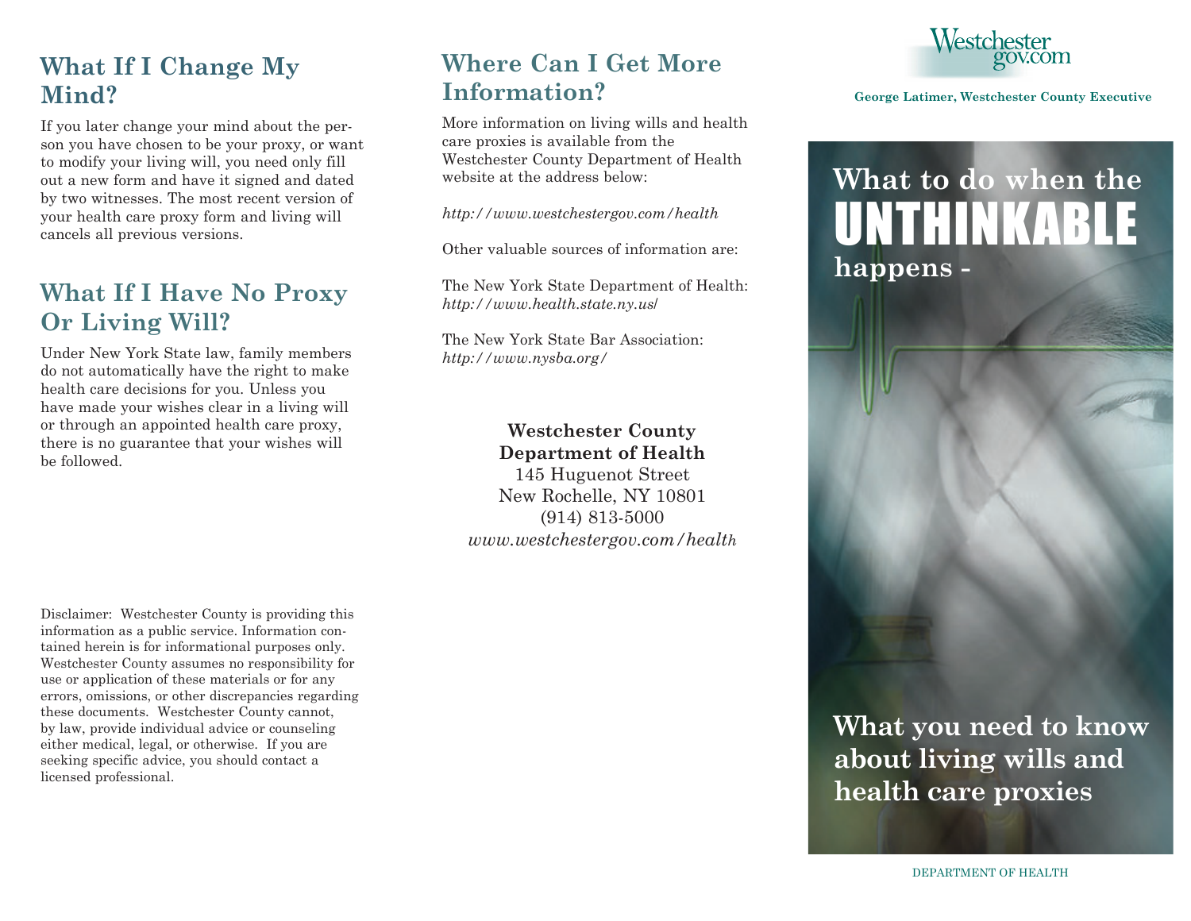## What If I Change My Mind?

If you later change your mind about the person you have chosen to be your proxy, or want to modify your living will, you need only fill out a new form and have it signed and dated by two witnesses. The most recent version of your health care proxy form and living will cancels all previous versions.

## What If I Have No Proxy Or Living Will?

Under New York State law, family members do not automatically have the right to make health care decisions for you. Unless you have made your wishes clear in a living will or through an appointed health care proxy, there is no guarantee that your wishes will be followed.

Disclaimer: Westchester County is providing this information as a public service. Information contained herein is for informational purposes only. Westchester County assumes no responsibility for use or application of these materials or for any errors, omissions, or other discrepancies regarding these documents. Westchester County cannot, by law, provide individual advice or counseling either medical, legal, or otherwise. If you are seeking specific advice, you should contact a licensed professional.

## Where Can I Get More Information?

More information on living wills and health care proxies is available from the Westchester County Department of Health website at the address below:

*http://www.westchestergov.com/health*

Other valuable sources of information are:

The New York State Department of Health:
*http://www.health.state.ny.us/*

The New York State Bar Association:
*http://www.nysba.org/*

**Westchester County Department of Health**
145 Huguenot Street
New Rochelle, NY 10801
(914) 813-5000
*www.westchestergov.com/health*

Westchestergov.com

**George Latimer, Westchester County Executive**

# What to do when the UNTHINKABLE happens -

## What you need to know about living wills and health care proxies

DEPARTMENT OF HEALTH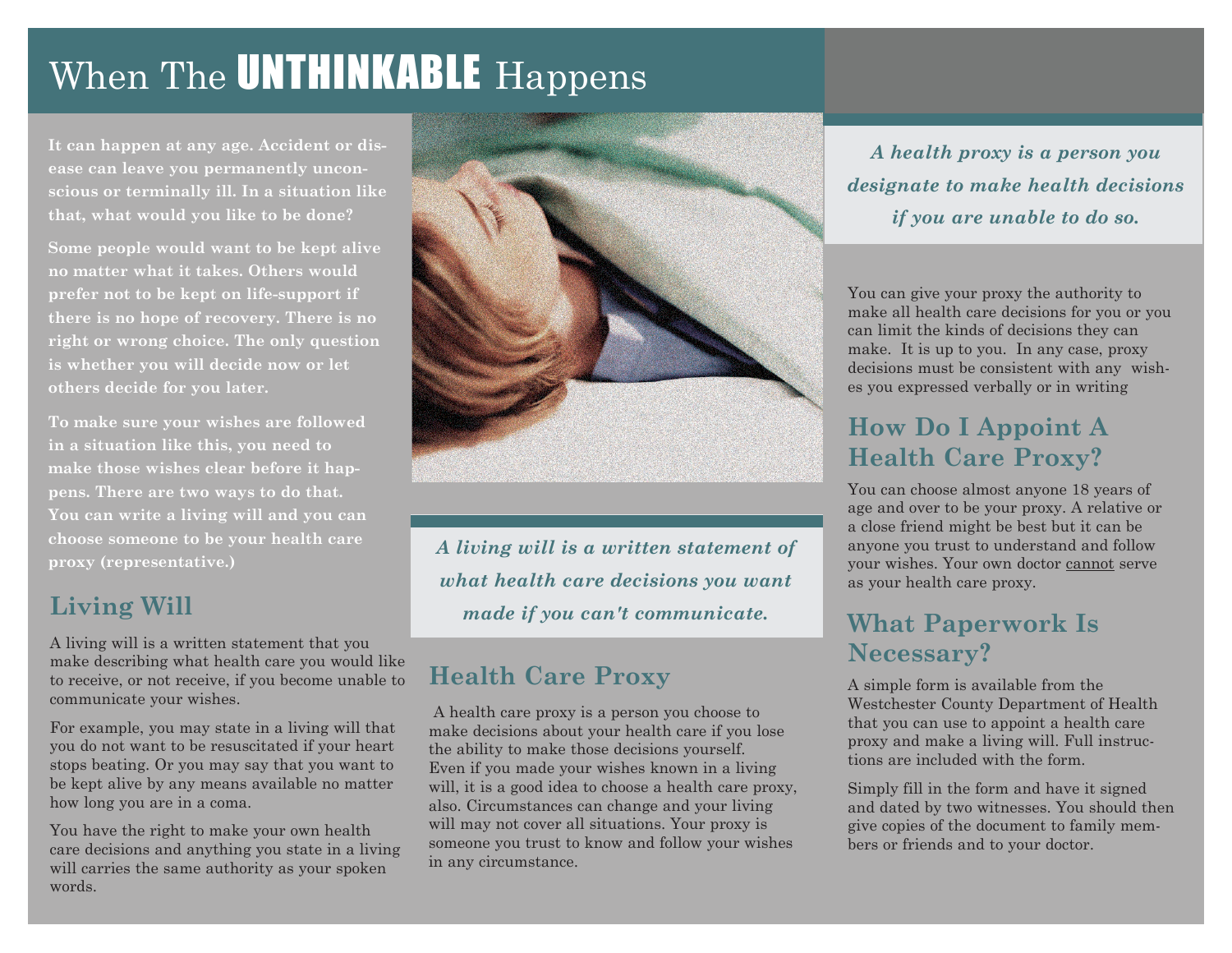# When The **UNTHINKABLE** Happens

**It can happen at any age. Accident or disease can leave you permanently unconscious or terminally ill. In a situation like that, what would you like to be done?**

**Some people would want to be kept alive no matter what it takes. Others would prefer not to be kept on life-support if there is no hope of recovery. There is no right or wrong choice. The only question is whether you will decide now or let others decide for you later.**

**To make sure your wishes are followed in a situation like this, you need to make those wishes clear before it happens. There are two ways to do that. You can write a living will and you can choose someone to be your health care proxy (representative.)**

## Living Will

A living will is a written statement that you make describing what health care you would like to receive, or not receive, if you become unable to communicate your wishes.

For example, you may state in a living will that you do not want to be resuscitated if your heart stops beating. Or you may say that you want to be kept alive by any means available no matter how long you are in a coma.

You have the right to make your own health care decisions and anything you state in a living will carries the same authority as your spoken words.

***A living will is a written statement of what health care decisions you want made if you can't communicate.***

## Health Care Proxy

A health care proxy is a person you choose to make decisions about your health care if you lose the ability to make those decisions yourself. Even if you made your wishes known in a living will, it is a good idea to choose a health care proxy, also. Circumstances can change and your living will may not cover all situations. Your proxy is someone you trust to know and follow your wishes in any circumstance.

***A health proxy is a person you designate to make health decisions if you are unable to do so.***

You can give your proxy the authority to make all health care decisions for you or you can limit the kinds of decisions they can make. It is up to you. In any case, proxy decisions must be consistent with any wishes you expressed verbally or in writing

## How Do I Appoint A Health Care Proxy?

You can choose almost anyone 18 years of age and over to be your proxy. A relative or a close friend might be best but it can be anyone you trust to understand and follow your wishes. Your own doctor cannot serve as your health care proxy.

## What Paperwork Is Necessary?

A simple form is available from the Westchester County Department of Health that you can use to appoint a health care proxy and make a living will. Full instructions are included with the form.

Simply fill in the form and have it signed and dated by two witnesses. You should then give copies of the document to family members or friends and to your doctor.